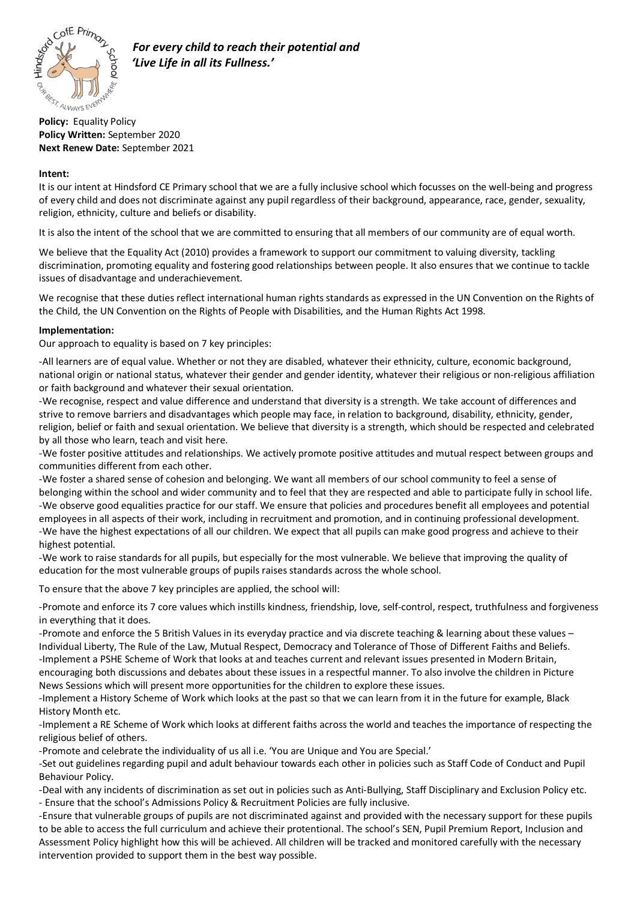*For every child to reach their potential and 'Live Life in all its Fullness.'*

**Policy:** Equality Policy
**Policy Written:** September 2020
**Next Renew Date:** September 2021

**Intent:**

It is our intent at Hindsford CE Primary school that we are a fully inclusive school which focusses on the well-being and progress of every child and does not discriminate against any pupil regardless of their background, appearance, race, gender, sexuality, religion, ethnicity, culture and beliefs or disability.

It is also the intent of the school that we are committed to ensuring that all members of our community are of equal worth.

We believe that the Equality Act (2010) provides a framework to support our commitment to valuing diversity, tackling discrimination, promoting equality and fostering good relationships between people. It also ensures that we continue to tackle issues of disadvantage and underachievement.

We recognise that these duties reflect international human rights standards as expressed in the UN Convention on the Rights of the Child, the UN Convention on the Rights of People with Disabilities, and the Human Rights Act 1998.

**Implementation:**

Our approach to equality is based on 7 key principles:

-All learners are of equal value. Whether or not they are disabled, whatever their ethnicity, culture, economic background, national origin or national status, whatever their gender and gender identity, whatever their religious or non-religious affiliation or faith background and whatever their sexual orientation.
-We recognise, respect and value difference and understand that diversity is a strength. We take account of differences and strive to remove barriers and disadvantages which people may face, in relation to background, disability, ethnicity, gender, religion, belief or faith and sexual orientation. We believe that diversity is a strength, which should be respected and celebrated by all those who learn, teach and visit here.
-We foster positive attitudes and relationships. We actively promote positive attitudes and mutual respect between groups and communities different from each other.
-We foster a shared sense of cohesion and belonging. We want all members of our school community to feel a sense of belonging within the school and wider community and to feel that they are respected and able to participate fully in school life.
-We observe good equalities practice for our staff. We ensure that policies and procedures benefit all employees and potential employees in all aspects of their work, including in recruitment and promotion, and in continuing professional development.
-We have the highest expectations of all our children. We expect that all pupils can make good progress and achieve to their highest potential.
-We work to raise standards for all pupils, but especially for the most vulnerable. We believe that improving the quality of education for the most vulnerable groups of pupils raises standards across the whole school.

To ensure that the above 7 key principles are applied, the school will:

-Promote and enforce its 7 core values which instills kindness, friendship, love, self-control, respect, truthfulness and forgiveness in everything that it does.
-Promote and enforce the 5 British Values in its everyday practice and via discrete teaching & learning about these values – Individual Liberty, The Rule of the Law, Mutual Respect, Democracy and Tolerance of Those of Different Faiths and Beliefs.
-Implement a PSHE Scheme of Work that looks at and teaches current and relevant issues presented in Modern Britain, encouraging both discussions and debates about these issues in a respectful manner. To also involve the children in Picture News Sessions which will present more opportunities for the children to explore these issues.
-Implement a History Scheme of Work which looks at the past so that we can learn from it in the future for example, Black History Month etc.
-Implement a RE Scheme of Work which looks at different faiths across the world and teaches the importance of respecting the religious belief of others.
-Promote and celebrate the individuality of us all i.e. 'You are Unique and You are Special.'
-Set out guidelines regarding pupil and adult behaviour towards each other in policies such as Staff Code of Conduct and Pupil Behaviour Policy.
-Deal with any incidents of discrimination as set out in policies such as Anti-Bullying, Staff Disciplinary and Exclusion Policy etc.
- Ensure that the school's Admissions Policy & Recruitment Policies are fully inclusive.
-Ensure that vulnerable groups of pupils are not discriminated against and provided with the necessary support for these pupils to be able to access the full curriculum and achieve their protentional. The school's SEN, Pupil Premium Report, Inclusion and Assessment Policy highlight how this will be achieved. All children will be tracked and monitored carefully with the necessary intervention provided to support them in the best way possible.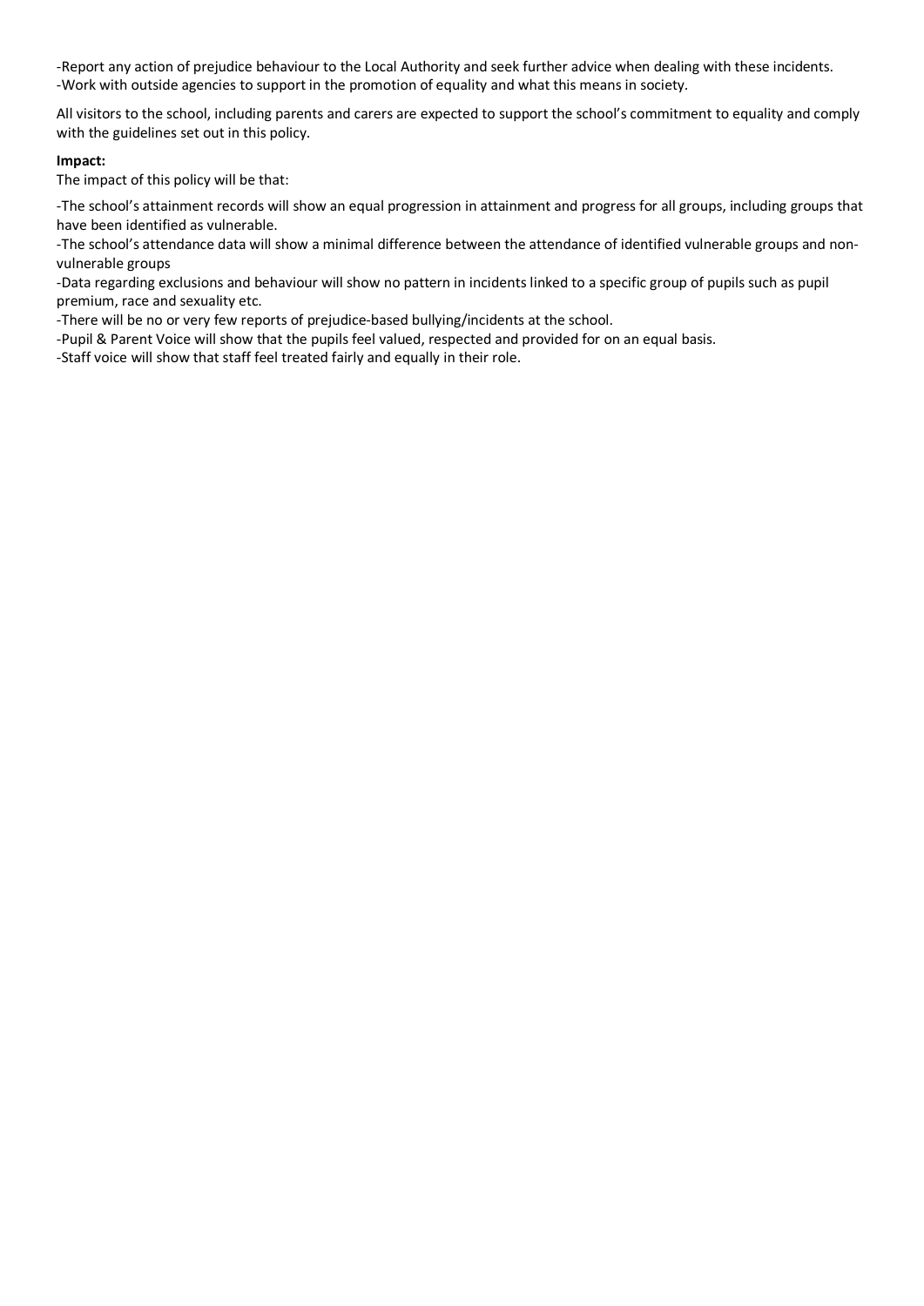-Report any action of prejudice behaviour to the Local Authority and seek further advice when dealing with these incidents.
-Work with outside agencies to support in the promotion of equality and what this means in society.

All visitors to the school, including parents and carers are expected to support the school's commitment to equality and comply with the guidelines set out in this policy.

**Impact:**
The impact of this policy will be that:

-The school's attainment records will show an equal progression in attainment and progress for all groups, including groups that have been identified as vulnerable.
-The school's attendance data will show a minimal difference between the attendance of identified vulnerable groups and non-vulnerable groups
-Data regarding exclusions and behaviour will show no pattern in incidents linked to a specific group of pupils such as pupil premium, race and sexuality etc.
-There will be no or very few reports of prejudice-based bullying/incidents at the school.
-Pupil & Parent Voice will show that the pupils feel valued, respected and provided for on an equal basis.
-Staff voice will show that staff feel treated fairly and equally in their role.